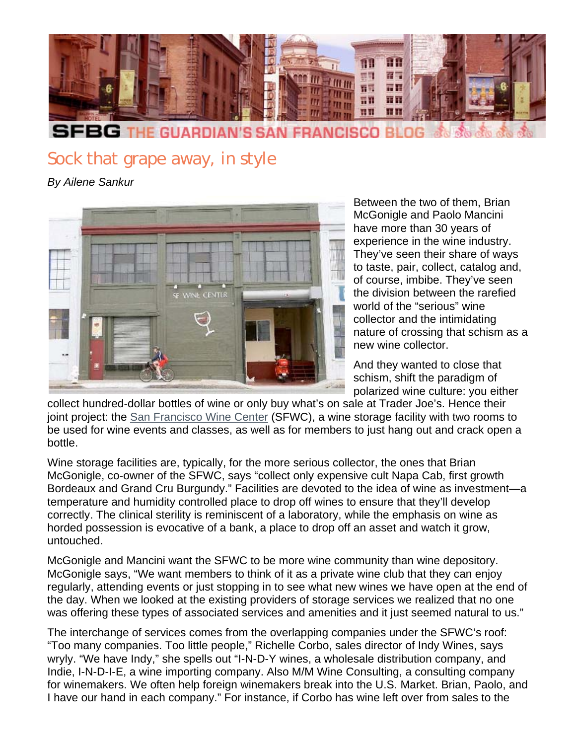# Sock that grape away, in style

*By Ailene Sankur*

Between the two of them, Brian McGonigle and Paolo Mancini have more than 30 years of experience in the wine industry. They've seen their share of ways to taste, pair, collect, catalog and, of course, imbibe. They've seen the division between the rarefied world of the "serious" wine collector and the intimidating nature of crossing that schism as a new wine collector.

And they wanted to close that schism, shift the paradigm of polarized wine culture: you either collect hundred-dollar bottles of wine or only buy what's on sale at Trader Joe's. Hence their joint project: the San Francisco Wine Center (SFWC), a wine storage facility with two rooms to be used for wine events and classes, as well as for members to just hang out and crack open a bottle.

Wine storage facilities are, typically, for the more serious collector, the ones that Brian McGonigle, co-owner of the SFWC, says "collect only expensive cult Napa Cab, first growth Bordeaux and Grand Cru Burgundy." Facilities are devoted to the idea of wine as investment—a temperature and humidity controlled place to drop off wines to ensure that they'll develop correctly. The clinical sterility is reminiscent of a laboratory, while the emphasis on wine as horded possession is evocative of a bank, a place to drop off an asset and watch it grow, untouched.

McGonigle and Mancini want the SFWC to be more wine community than wine depository. McGonigle says, "We want members to think of it as a private wine club that they can enjoy regularly, attending events or just stopping in to see what new wines we have open at the end of the day. When we looked at the existing providers of storage services we realized that no one was offering these types of associated services and amenities and it just seemed natural to us."

The interchange of services comes from the overlapping companies under the SFWC's roof: "Too many companies. Too little people," Richelle Corbo, sales director of Indy Wines, says wryly. "We have Indy," she spells out "I-N-D-Y wines, a wholesale distribution company, and Indie, I-N-D-I-E, a wine importing company. Also M/M Wine Consulting, a consulting company for winemakers. We often help foreign winemakers break into the U.S. Market. Brian, Paolo, and I have our hand in each company." For instance, if Corbo has wine left over from sales to the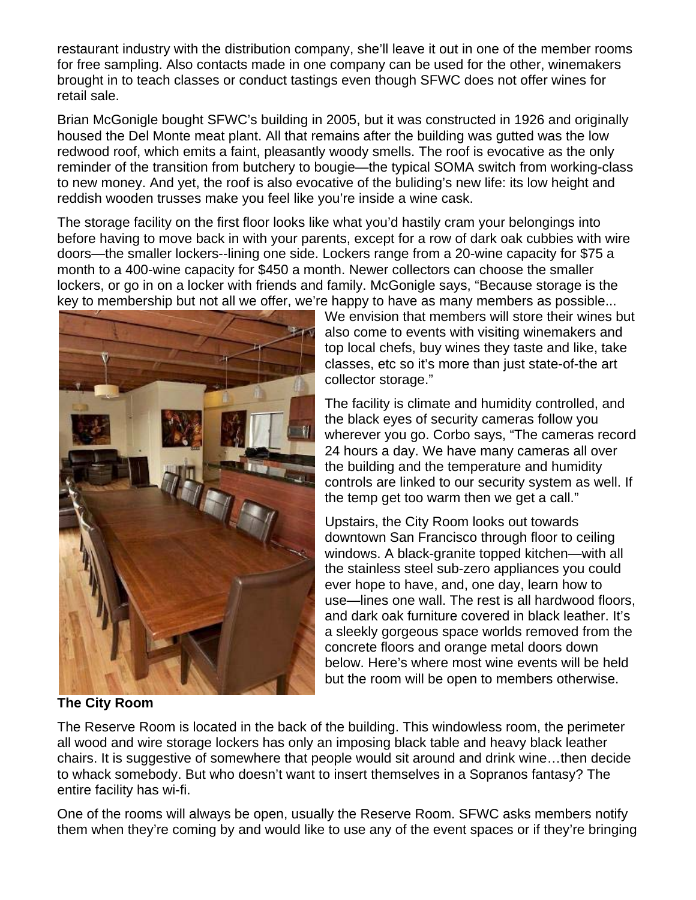restaurant industry with the distribution company, she'll leave it out in one of the member rooms for free sampling. Also contacts made in one company can be used for the other, winemakers brought in to teach classes or conduct tastings even though SFWC does not offer wines for retail sale.

Brian McGonigle bought SFWC's building in 2005, but it was constructed in 1926 and originally housed the Del Monte meat plant. All that remains after the building was gutted was the low redwood roof, which emits a faint, pleasantly woody smells. The roof is evocative as the only reminder of the transition from butchery to bougie—the typical SOMA switch from working-class to new money. And yet, the roof is also evocative of the buliding's new life: its low height and reddish wooden trusses make you feel like you're inside a wine cask.

The storage facility on the first floor looks like what you'd hastily cram your belongings into before having to move back in with your parents, except for a row of dark oak cubbies with wire doors—the smaller lockers--lining one side. Lockers range from a 20-wine capacity for $75 a month to a 400-wine capacity for $450 a month. Newer collectors can choose the smaller lockers, or go in on a locker with friends and family. McGonigle says, "Because storage is the key to membership but not all we offer, we're happy to have as many members as possible... We envision that members will store their wines but also come to events with visiting winemakers and top local chefs, buy wines they taste and like, take classes, etc so it's more than just state-of-the art collector storage."

The facility is climate and humidity controlled, and the black eyes of security cameras follow you wherever you go. Corbo says, "The cameras record 24 hours a day. We have many cameras all over the building and the temperature and humidity controls are linked to our security system as well. If the temp get too warm then we get a call."

Upstairs, the City Room looks out towards downtown San Francisco through floor to ceiling windows. A black-granite topped kitchen—with all the stainless steel sub-zero appliances you could ever hope to have, and, one day, learn how to use—lines one wall. The rest is all hardwood floors, and dark oak furniture covered in black leather. It's a sleekly gorgeous space worlds removed from the concrete floors and orange metal doors down below. Here's where most wine events will be held but the room will be open to members otherwise.

**The City Room**

The Reserve Room is located in the back of the building. This windowless room, the perimeter all wood and wire storage lockers has only an imposing black table and heavy black leather chairs. It is suggestive of somewhere that people would sit around and drink wine…then decide to whack somebody. But who doesn't want to insert themselves in a Sopranos fantasy? The entire facility has wi-fi.

One of the rooms will always be open, usually the Reserve Room. SFWC asks members notify them when they're coming by and would like to use any of the event spaces or if they're bringing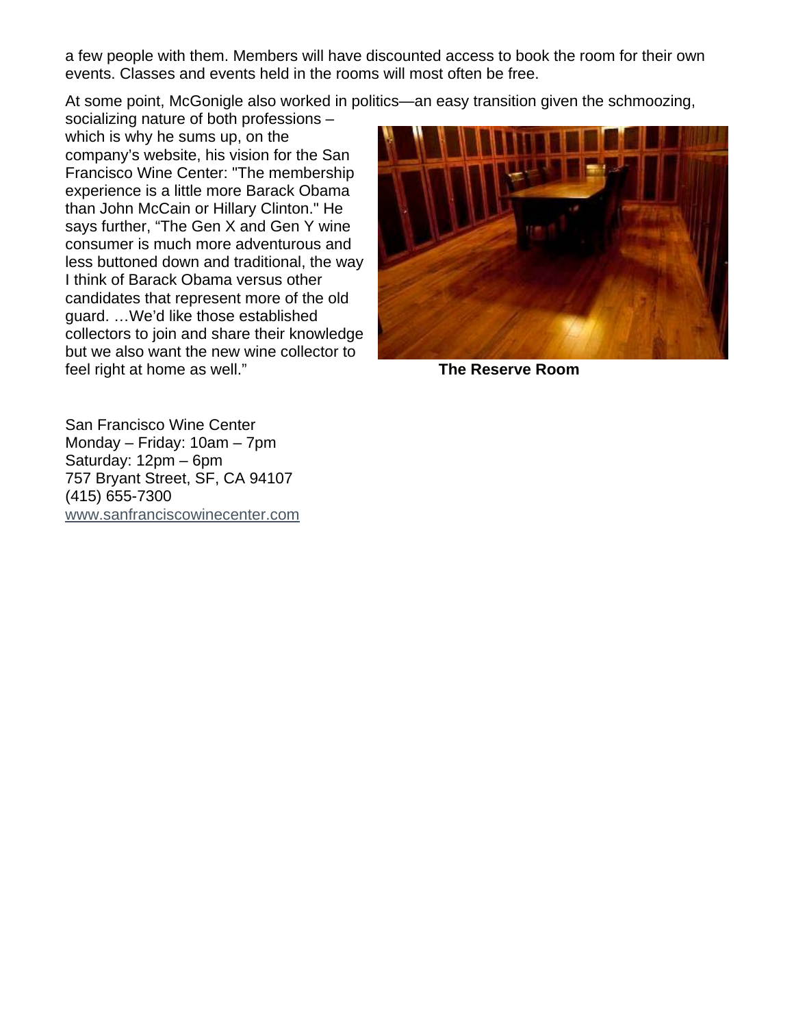a few people with them. Members will have discounted access to book the room for their own events. Classes and events held in the rooms will most often be free.

At some point, McGonigle also worked in politics—an easy transition given the schmoozing, socializing nature of both professions – which is why he sums up, on the company's website, his vision for the San Francisco Wine Center: "The membership experience is a little more Barack Obama than John McCain or Hillary Clinton." He says further, "The Gen X and Gen Y wine consumer is much more adventurous and less buttoned down and traditional, the way I think of Barack Obama versus other candidates that represent more of the old guard. …We'd like those established collectors to join and share their knowledge but we also want the new wine collector to feel right at home as well."

**The Reserve Room**

San Francisco Wine Center
Monday – Friday: 10am – 7pm
Saturday: 12pm – 6pm
757 Bryant Street, SF, CA 94107
(415) 655-7300
www.sanfranciscowinecenter.com